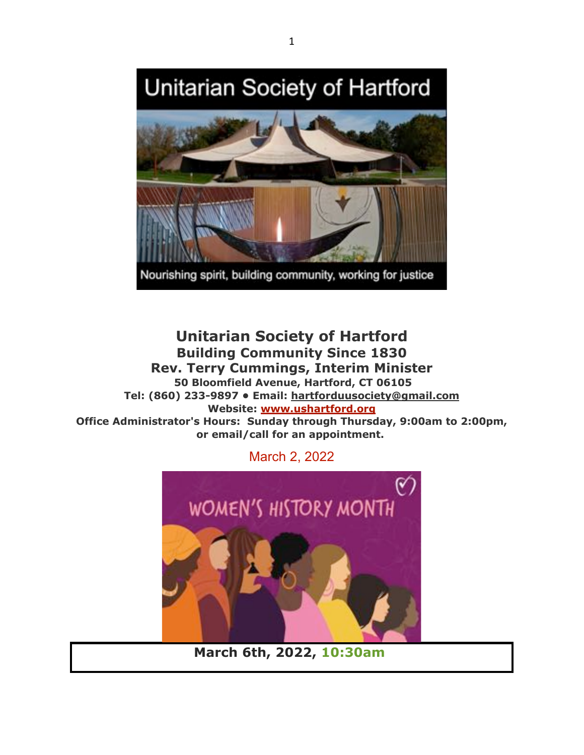# Unitarian Society of Hartford

## Building Community Since 1830

## Rev. Terry Cummings, Interim Minister

**50 Bloomfield Avenue, Hartford, CT 06105**
**Tel: (860) 233-9897 • Email: hartforduusociety@gmail.com**
**Website: www.ushartford.org**
**Office Administrator's Hours: Sunday through Thursday, 9:00am to 2:00pm, or email/call for an appointment.**

March 2, 2022

**March 6th, 2022, 10:30am**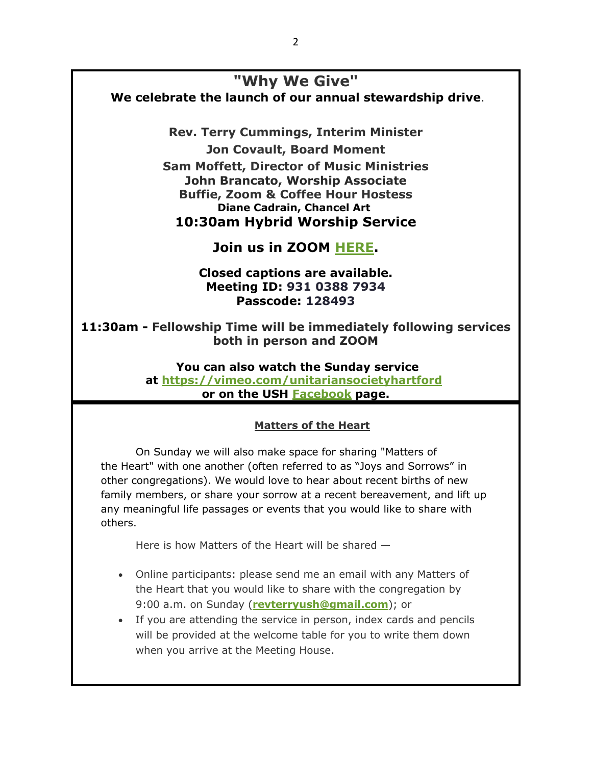## "Why We Give"

**We celebrate the launch of our annual stewardship drive**.

**Rev. Terry Cummings, Interim Minister**

**Jon Covault, Board Moment**

**Sam Moffett, Director of Music Ministries**
**John Brancato, Worship Associate**
**Buffie, Zoom & Coffee Hour Hostess**
**Diane Cadrain, Chancel Art**

### 10:30am Hybrid Worship Service

### Join us in ZOOM HERE.

**Closed captions are available.**
**Meeting ID: 931 0388 7934**
**Passcode: 128493**

**11:30am - Fellowship Time will be immediately following services both in person and ZOOM**

**You can also watch the Sunday service at https://vimeo.com/unitariansocietyhartford or on the USH Facebook page.**

---

**Matters of the Heart**

On Sunday we will also make space for sharing "Matters of the Heart" with one another (often referred to as "Joys and Sorrows" in other congregations). We would love to hear about recent births of new family members, or share your sorrow at a recent bereavement, and lift up any meaningful life passages or events that you would like to share with others.

Here is how Matters of the Heart will be shared —

- Online participants: please send me an email with any Matters of the Heart that you would like to share with the congregation by 9:00 a.m. on Sunday (**revterryush@gmail.com**); or
- If you are attending the service in person, index cards and pencils will be provided at the welcome table for you to write them down when you arrive at the Meeting House.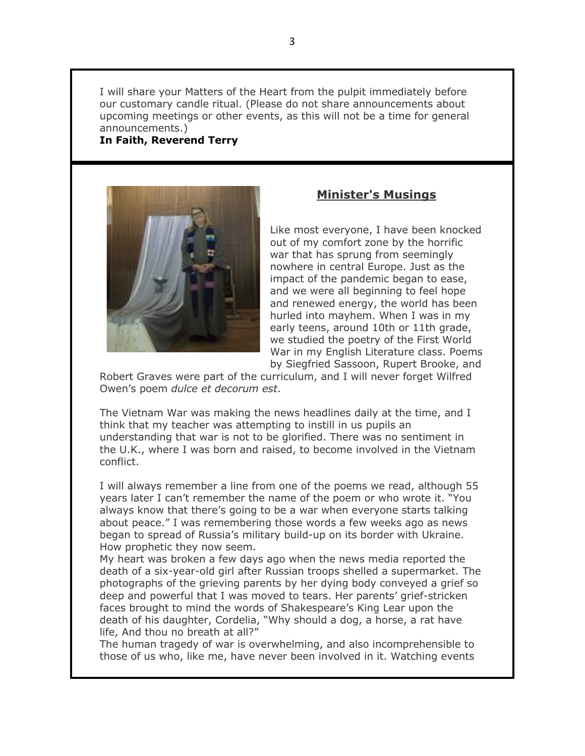I will share your Matters of the Heart from the pulpit immediately before our customary candle ritual. (Please do not share announcements about upcoming meetings or other events, as this will not be a time for general announcements.)

**In Faith, Reverend Terry**

## Minister's Musings

Like most everyone, I have been knocked out of my comfort zone by the horrific war that has sprung from seemingly nowhere in central Europe. Just as the impact of the pandemic began to ease, and we were all beginning to feel hope and renewed energy, the world has been hurled into mayhem. When I was in my early teens, around 10th or 11th grade, we studied the poetry of the First World War in my English Literature class. Poems by Siegfried Sassoon, Rupert Brooke, and Robert Graves were part of the curriculum, and I will never forget Wilfred Owen's poem *dulce et decorum est*.

The Vietnam War was making the news headlines daily at the time, and I think that my teacher was attempting to instill in us pupils an understanding that war is not to be glorified. There was no sentiment in the U.K., where I was born and raised, to become involved in the Vietnam conflict.

I will always remember a line from one of the poems we read, although 55 years later I can't remember the name of the poem or who wrote it. "You always know that there's going to be a war when everyone starts talking about peace." I was remembering those words a few weeks ago as news began to spread of Russia's military build-up on its border with Ukraine. How prophetic they now seem.

My heart was broken a few days ago when the news media reported the death of a six-year-old girl after Russian troops shelled a supermarket. The photographs of the grieving parents by her dying body conveyed a grief so deep and powerful that I was moved to tears. Her parents' grief-stricken faces brought to mind the words of Shakespeare's King Lear upon the death of his daughter, Cordelia, "Why should a dog, a horse, a rat have life, And thou no breath at all?"

The human tragedy of war is overwhelming, and also incomprehensible to those of us who, like me, have never been involved in it. Watching events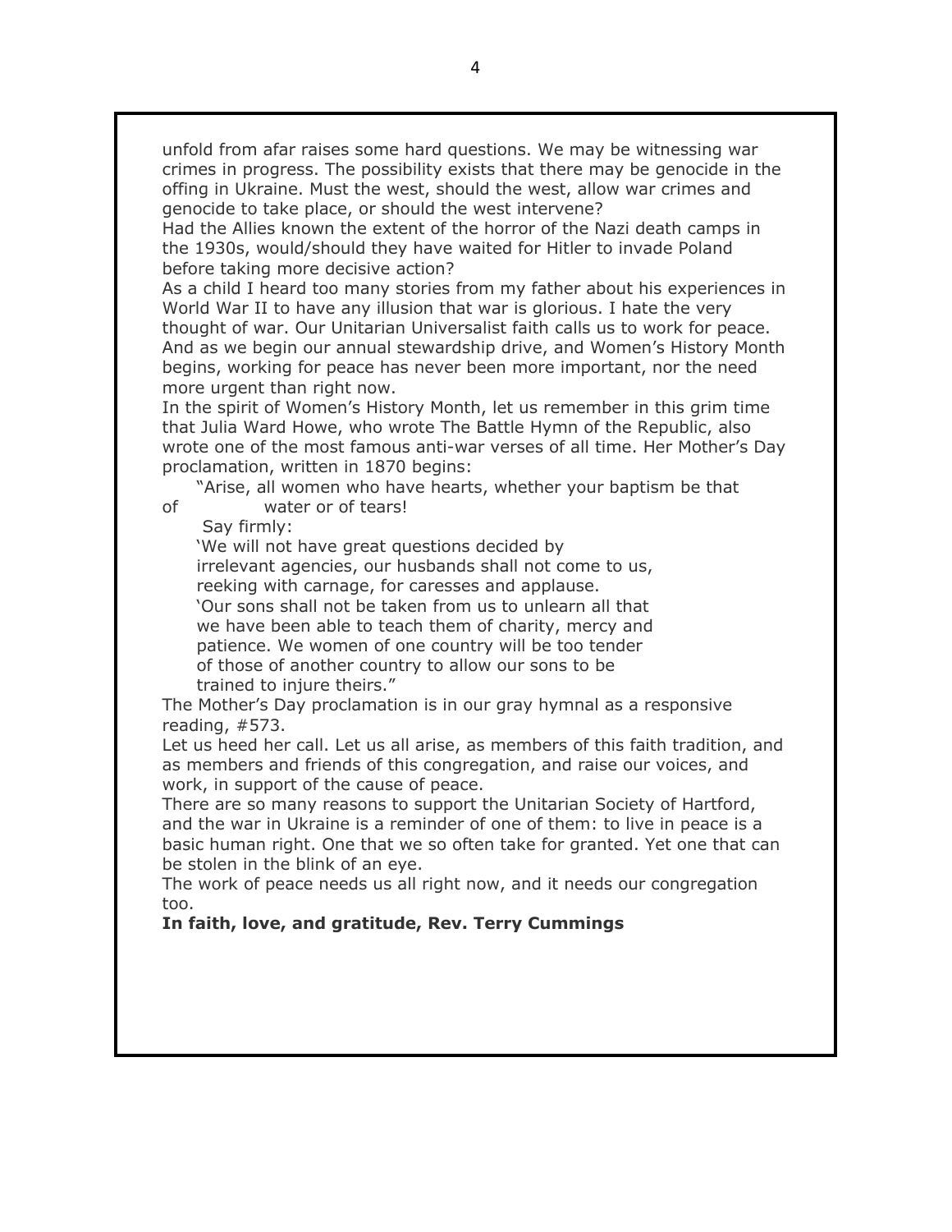unfold from afar raises some hard questions. We may be witnessing war crimes in progress. The possibility exists that there may be genocide in the offing in Ukraine. Must the west, should the west, allow war crimes and genocide to take place, or should the west intervene?

Had the Allies known the extent of the horror of the Nazi death camps in the 1930s, would/should they have waited for Hitler to invade Poland before taking more decisive action?

As a child I heard too many stories from my father about his experiences in World War II to have any illusion that war is glorious. I hate the very thought of war. Our Unitarian Universalist faith calls us to work for peace. And as we begin our annual stewardship drive, and Women's History Month begins, working for peace has never been more important, nor the need more urgent than right now.

In the spirit of Women's History Month, let us remember in this grim time that Julia Ward Howe, who wrote The Battle Hymn of the Republic, also wrote one of the most famous anti-war verses of all time. Her Mother's Day proclamation, written in 1870 begins:

> "Arise, all women who have hearts, whether your baptism be that of water or of tears!
>
> Say firmly:
>
> 'We will not have great questions decided by irrelevant agencies, our husbands shall not come to us, reeking with carnage, for caresses and applause.
>
> 'Our sons shall not be taken from us to unlearn all that we have been able to teach them of charity, mercy and patience. We women of one country will be too tender of those of another country to allow our sons to be trained to injure theirs."

The Mother's Day proclamation is in our gray hymnal as a responsive reading, #573.

Let us heed her call. Let us all arise, as members of this faith tradition, and as members and friends of this congregation, and raise our voices, and work, in support of the cause of peace.

There are so many reasons to support the Unitarian Society of Hartford, and the war in Ukraine is a reminder of one of them: to live in peace is a basic human right. One that we so often take for granted. Yet one that can be stolen in the blink of an eye.

The work of peace needs us all right now, and it needs our congregation too.

**In faith, love, and gratitude, Rev. Terry Cummings**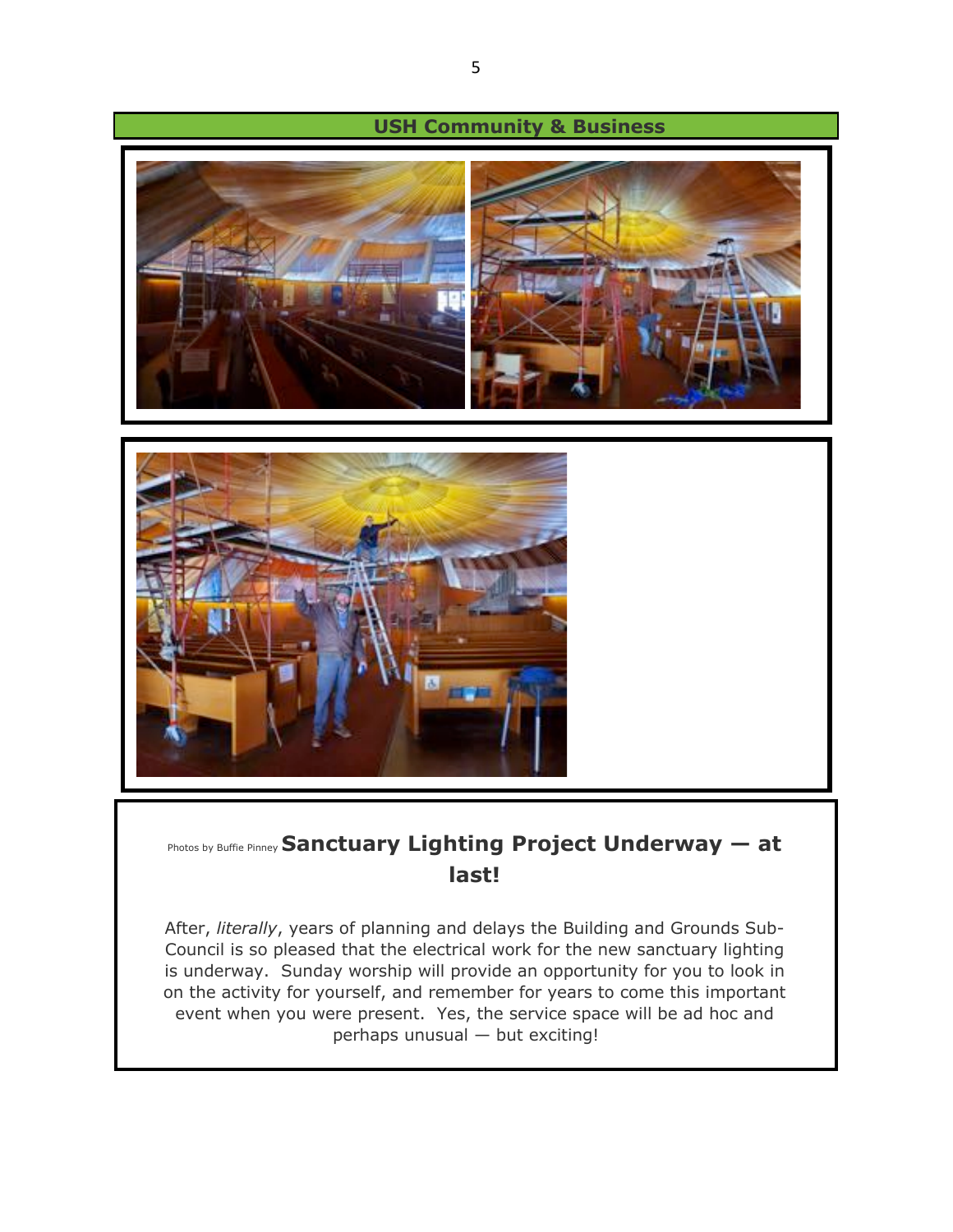## USH Community & Business

Photos by Buffie Pinney **Sanctuary Lighting Project Underway — at last!**

After, *literally*, years of planning and delays the Building and Grounds Sub-Council is so pleased that the electrical work for the new sanctuary lighting is underway. Sunday worship will provide an opportunity for you to look in on the activity for yourself, and remember for years to come this important event when you were present. Yes, the service space will be ad hoc and perhaps unusual — but exciting!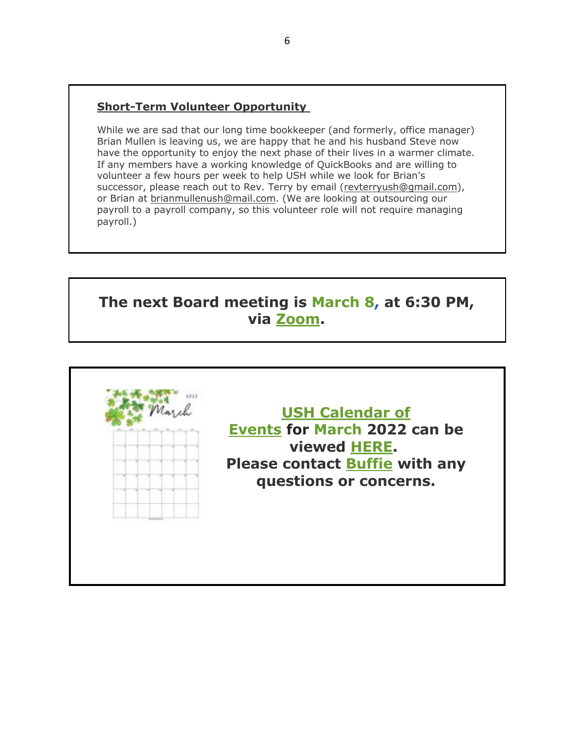**Short-Term Volunteer Opportunity**

While we are sad that our long time bookkeeper (and formerly, office manager) Brian Mullen is leaving us, we are happy that he and his husband Steve now have the opportunity to enjoy the next phase of their lives in a warmer climate. If any members have a working knowledge of QuickBooks and are willing to volunteer a few hours per week to help USH while we look for Brian's successor, please reach out to Rev. Terry by email (revterryush@gmail.com), or Brian at brianmullenush@mail.com. (We are looking at outsourcing our payroll to a payroll company, so this volunteer role will not require managing payroll.)

**The next Board meeting is March 8, at 6:30 PM, via Zoom.**

**USH Calendar of Events for March 2022 can be viewed HERE. Please contact Buffie with any questions or concerns.**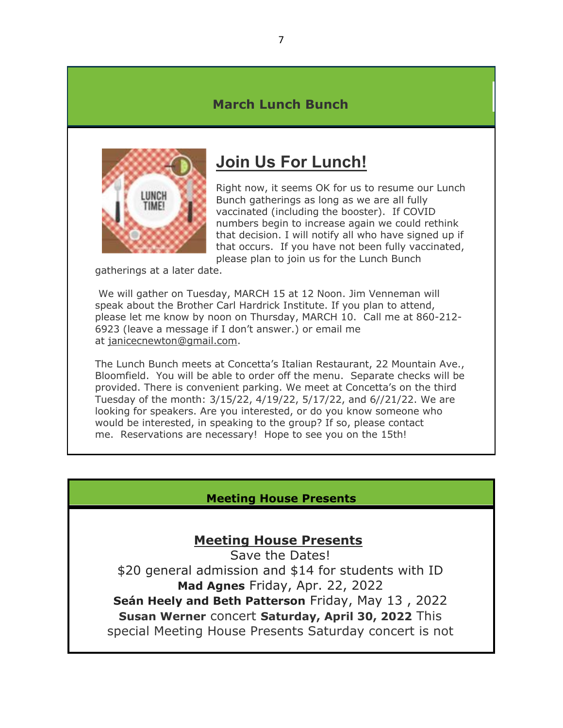## March Lunch Bunch

# Join Us For Lunch!

Right now, it seems OK for us to resume our Lunch Bunch gatherings as long as we are all fully vaccinated (including the booster). If COVID numbers begin to increase again we could rethink that decision. I will notify all who have signed up if that occurs. If you have not been fully vaccinated, please plan to join us for the Lunch Bunch gatherings at a later date.

We will gather on Tuesday, MARCH 15 at 12 Noon. Jim Venneman will speak about the Brother Carl Hardrick Institute. If you plan to attend, please let me know by noon on Thursday, MARCH 10. Call me at 860-212-6923 (leave a message if I don't answer.) or email me at janicecnewton@gmail.com.

The Lunch Bunch meets at Concetta's Italian Restaurant, 22 Mountain Ave., Bloomfield. You will be able to order off the menu. Separate checks will be provided. There is convenient parking. We meet at Concetta's on the third Tuesday of the month: 3/15/22, 4/19/22, 5/17/22, and 6//21/22. We are looking for speakers. Are you interested, or do you know someone who would be interested, in speaking to the group? If so, please contact me. Reservations are necessary! Hope to see you on the 15th!

## Meeting House Presents

### Meeting House Presents

Save the Dates!

$20 general admission and $14 for students with ID

**Mad Agnes** Friday, Apr. 22, 2022

**Seán Heely and Beth Patterson** Friday, May 13 , 2022

**Susan Werner** concert **Saturday, April 30, 2022** This special Meeting House Presents Saturday concert is not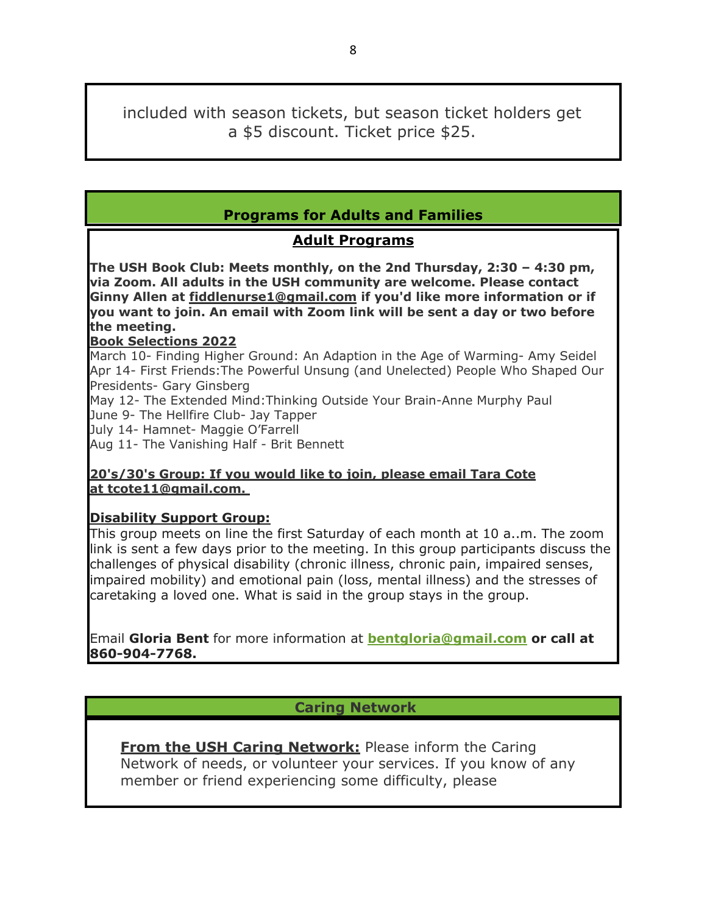included with season tickets, but season ticket holders get a $5 discount. Ticket price $25.

## Programs for Adults and Families

### Adult Programs

**The USH Book Club: Meets monthly, on the 2nd Thursday, 2:30 – 4:30 pm, via Zoom. All adults in the USH community are welcome. Please contact Ginny Allen at fiddlenurse1@gmail.com if you'd like more information or if you want to join. An email with Zoom link will be sent a day or two before the meeting.**

**Book Selections 2022**

March 10- Finding Higher Ground: An Adaption in the Age of Warming- Amy Seidel
Apr 14- First Friends:The Powerful Unsung (and Unelected) People Who Shaped Our Presidents- Gary Ginsberg
May 12- The Extended Mind:Thinking Outside Your Brain-Anne Murphy Paul
June 9- The Hellfire Club- Jay Tapper
July 14- Hamnet- Maggie O'Farrell
Aug 11- The Vanishing Half - Brit Bennett

**20's/30's Group: If you would like to join, please email Tara Cote at tcote11@gmail.com.**

**Disability Support Group:**

This group meets on line the first Saturday of each month at 10 a..m. The zoom link is sent a few days prior to the meeting. In this group participants discuss the challenges of physical disability (chronic illness, chronic pain, impaired senses, impaired mobility) and emotional pain (loss, mental illness) and the stresses of caretaking a loved one. What is said in the group stays in the group.

Email **Gloria Bent** for more information at **bentgloria@gmail.com** **or call at 860-904-7768.**

## Caring Network

**From the USH Caring Network:** Please inform the Caring Network of needs, or volunteer your services. If you know of any member or friend experiencing some difficulty, please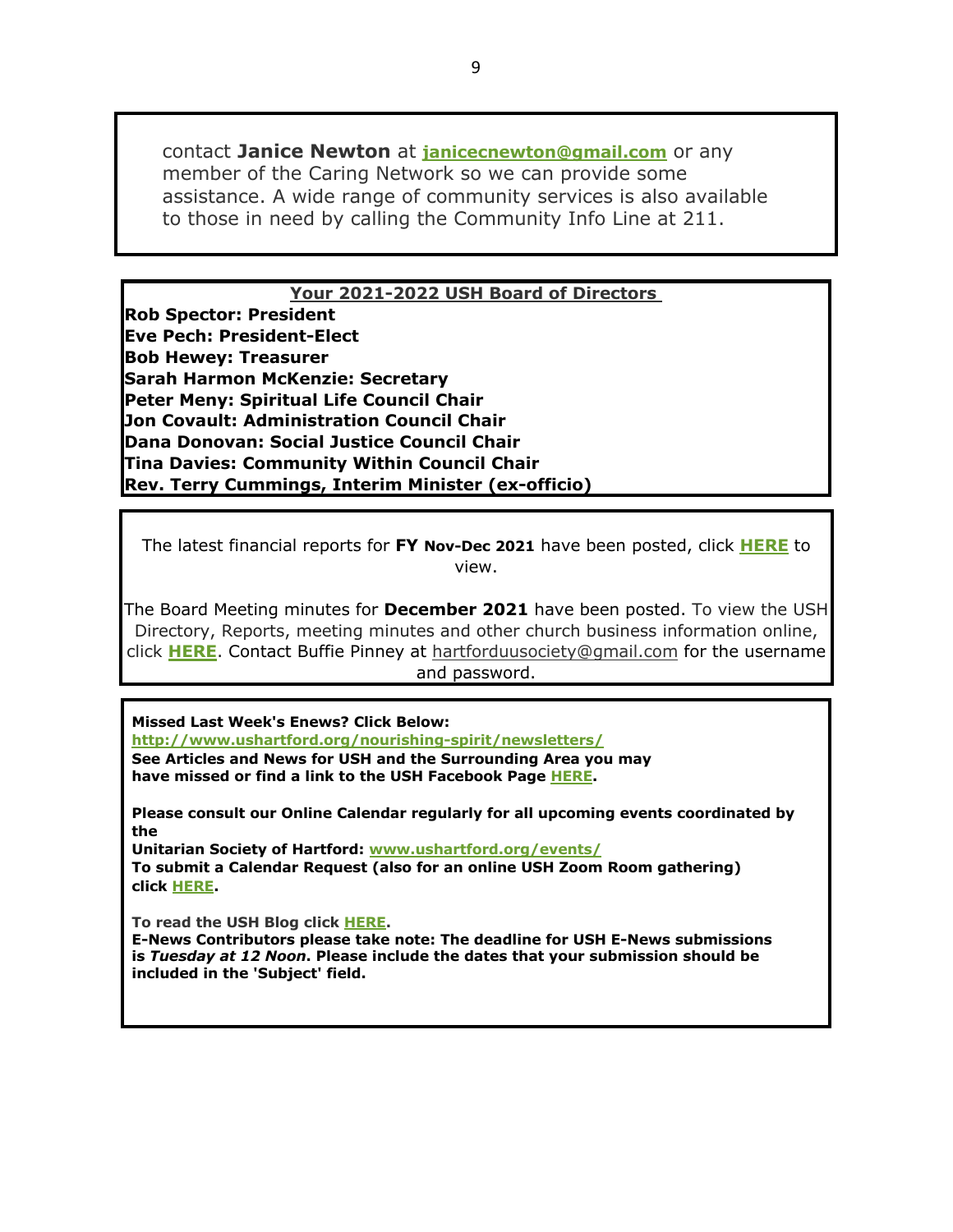contact **Janice Newton** at **janicecnewton@gmail.com** or any member of the Caring Network so we can provide some assistance. A wide range of community services is also available to those in need by calling the Community Info Line at 211.

## Your 2021-2022 USH Board of Directors

**Rob Spector: President**
**Eve Pech: President-Elect**
**Bob Hewey: Treasurer**
**Sarah Harmon McKenzie: Secretary**
**Peter Meny: Spiritual Life Council Chair**
**Jon Covault: Administration Council Chair**
**Dana Donovan: Social Justice Council Chair**
**Tina Davies: Community Within Council Chair**
**Rev. Terry Cummings, Interim Minister (ex-officio)**

The latest financial reports for **FY Nov-Dec 2021** have been posted, click **HERE** to view.

The Board Meeting minutes for **December 2021** have been posted. To view the USH Directory, Reports, meeting minutes and other church business information online, click **HERE**. Contact Buffie Pinney at hartforduusociety@gmail.com for the username and password.

**Missed Last Week's Enews? Click Below:**
**http://www.ushartford.org/nourishing-spirit/newsletters/**
**See Articles and News for USH and the Surrounding Area you may have missed or find a link to the USH Facebook Page HERE.**

**Please consult our Online Calendar regularly for all upcoming events coordinated by the Unitarian Society of Hartford: www.ushartford.org/events/**
**To submit a Calendar Request (also for an online USH Zoom Room gathering) click HERE.**

**To read the USH Blog click HERE.**
**E-News Contributors please take note: The deadline for USH E-News submissions is *Tuesday at 12 Noon*. Please include the dates that your submission should be included in the 'Subject' field.**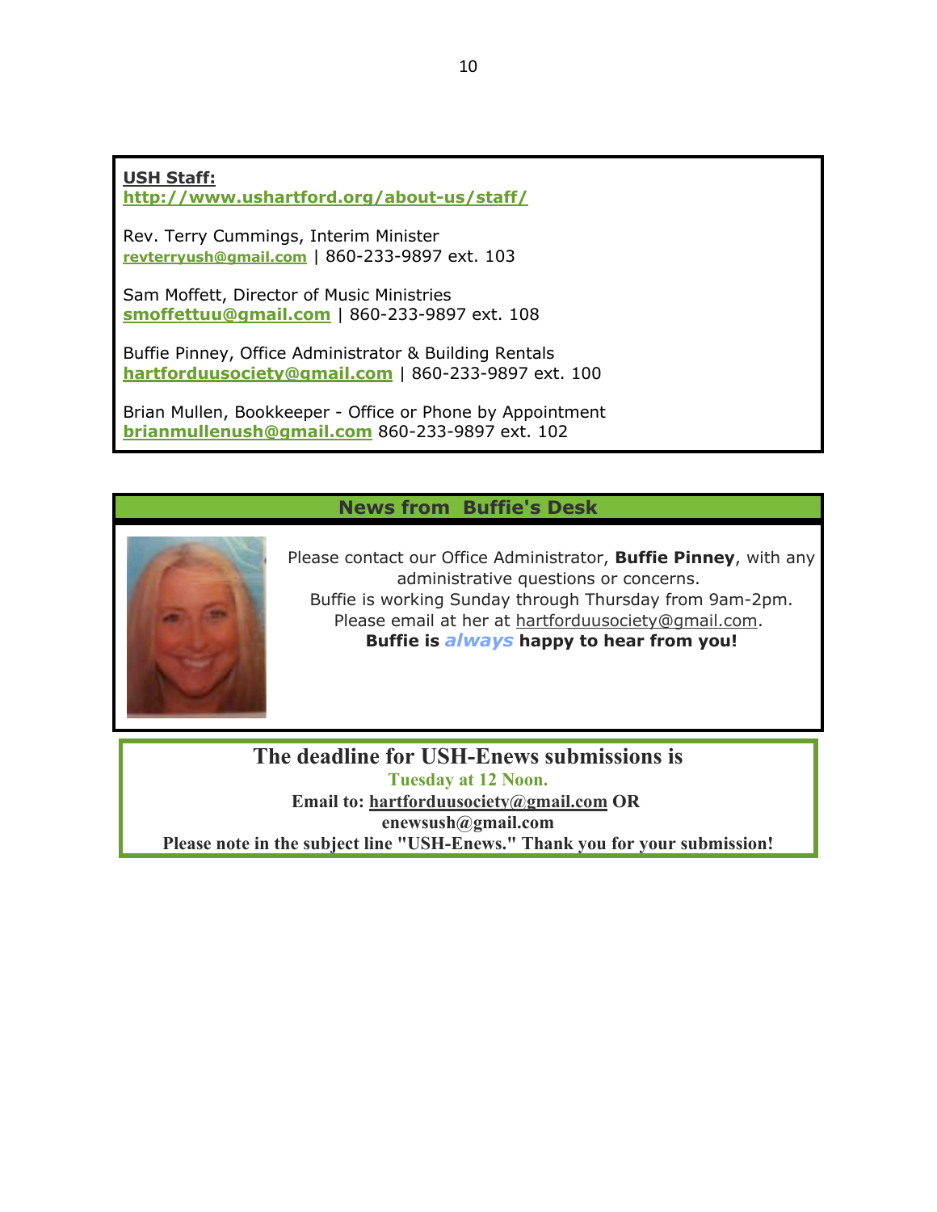**USH Staff:**
**http://www.ushartford.org/about-us/staff/**

Rev. Terry Cummings, Interim Minister
**revterryush@gmail.com** | 860-233-9897 ext. 103

Sam Moffett, Director of Music Ministries
**smoffettuu@gmail.com** | 860-233-9897 ext. 108

Buffie Pinney, Office Administrator & Building Rentals
**hartforduusociety@gmail.com** | 860-233-9897 ext. 100

Brian Mullen, Bookkeeper - Office or Phone by Appointment
**brianmullenush@gmail.com** 860-233-9897 ext. 102

## News from Buffie's Desk

Please contact our Office Administrator, **Buffie Pinney**, with any administrative questions or concerns.
Buffie is working Sunday through Thursday from 9am-2pm.
Please email at her at hartforduusociety@gmail.com.
**Buffie is *always* happy to hear from you!**

**The deadline for USH-Enews submissions is**
**Tuesday at 12 Noon.**
**Email to: hartforduusociety@gmail.com OR**
**enewsush@gmail.com**
**Please note in the subject line "USH-Enews." Thank you for your submission!**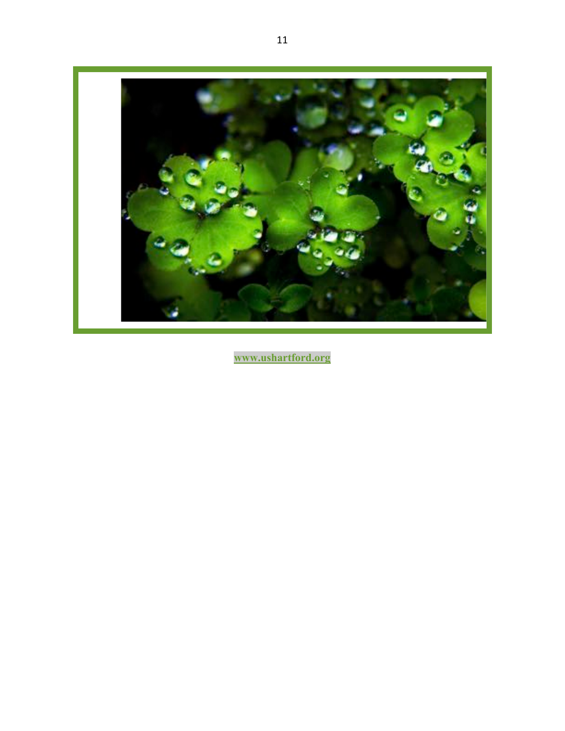www.ushartford.org